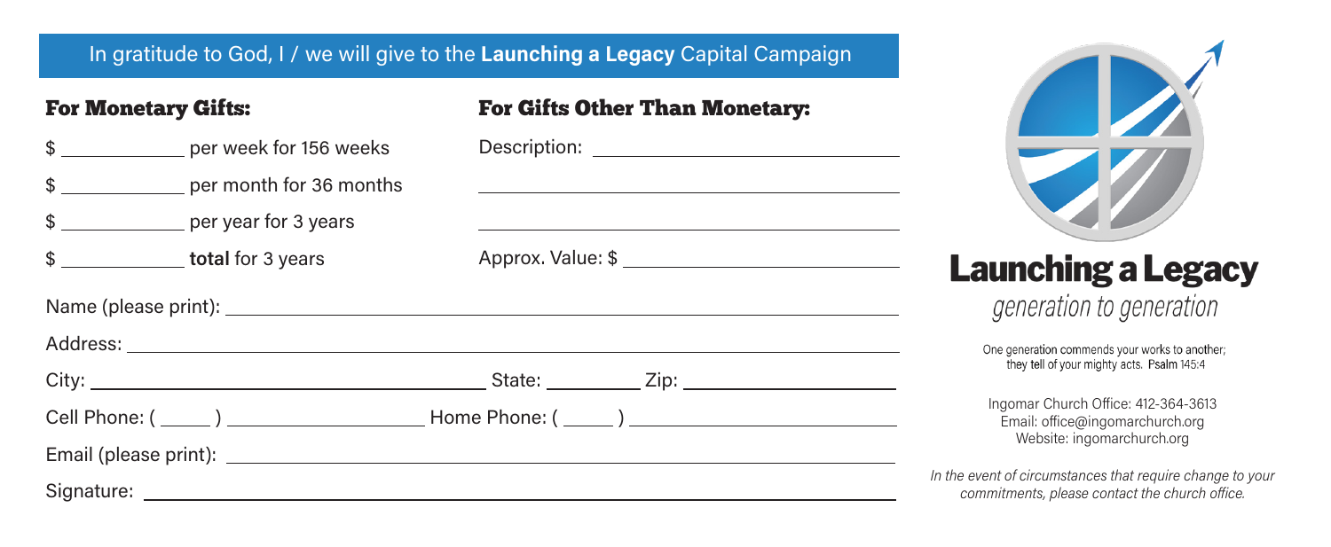In gratitude to God, I / we will give to the **Launching a Legacy** Capital Campaign

## For Monetary Gifts:

$ ____________ per week for 156 weeks

$ ____________ per month for 36 months

$ ____________ per year for 3 years

$ ____________ **total** for 3 years

## For Gifts Other Than Monetary:

Description: ______________________________

______________________________

______________________________

Approx. Value: $ ______________________________

Name (please print): ______________________________

Address: ______________________________

City: ______________________________ State: __________ Zip: ______________________________

Cell Phone: ( _____ ) ____________________ Home Phone: ( _____ ) ______________________________

Email (please print): ______________________________

Signature: ______________________________

# Launching a Legacy

*generation to generation*

One generation commends your works to another; they tell of your mighty acts. Psalm 145:4

Ingomar Church Office: 412-364-3613
Email: office@ingomarchurch.org
Website: ingomarchurch.org

*In the event of circumstances that require change to your commitments, please contact the church office.*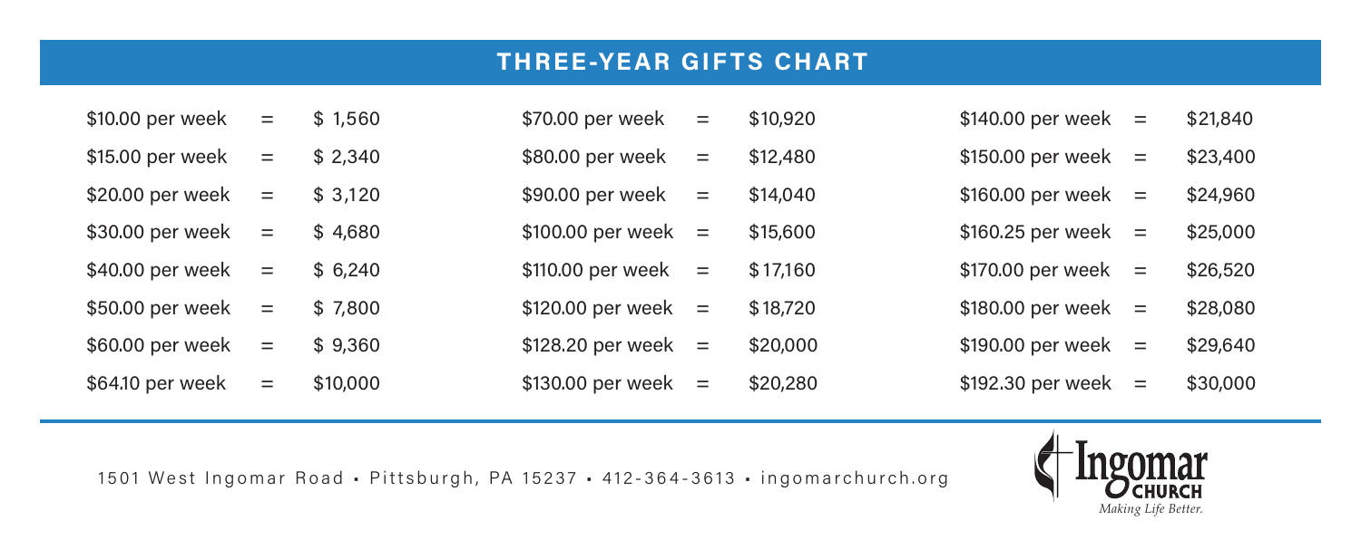## THREE-YEAR GIFTS CHART

| | | | | | | | | |
|---|---|---|---|---|---|---|---|---|
| $10.00 per week | = | $ 1,560 | $70.00 per week | = | $10,920 | $140.00 per week | = | $21,840 |
| $15.00 per week | = | $ 2,340 | $80.00 per week | = | $12,480 | $150.00 per week | = | $23,400 |
| $20.00 per week | = | $ 3,120 | $90.00 per week | = | $14,040 | $160.00 per week | = | $24,960 |
| $30.00 per week | = | $ 4,680 | $100.00 per week | = | $15,600 | $160.25 per week | = | $25,000 |
| $40.00 per week | = | $ 6,240 | $110.00 per week | = | $17,160 | $170.00 per week | = | $26,520 |
| $50.00 per week | = | $ 7,800 | $120.00 per week | = | $18,720 | $180.00 per week | = | $28,080 |
| $60.00 per week | = | $ 9,360 | $128.20 per week | = | $20,000 | $190.00 per week | = | $29,640 |
| $64.10 per week | = | $10,000 | $130.00 per week | = | $20,280 | $192.30 per week | = | $30,000 |

1501 West Ingomar Road • Pittsburgh, PA 15237 • 412-364-3613 • ingomarchurch.org

Ingomar CHURCH
*Making Life Better.*